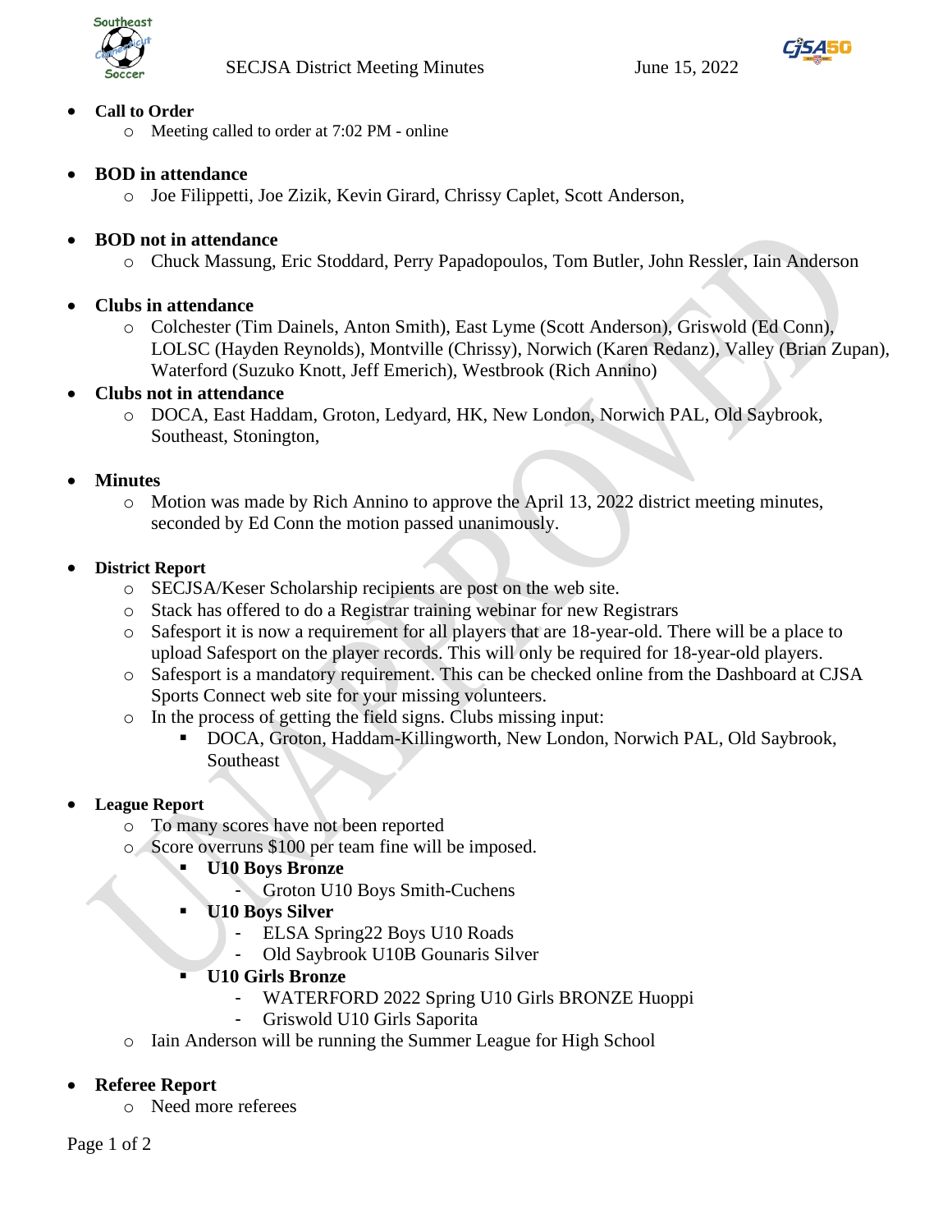SECJSA District Meeting Minutes June 15, 2022

- **Call to Order**
  - Meeting called to order at 7:02 PM - online
- **BOD in attendance**
  - Joe Filippetti, Joe Zizik, Kevin Girard, Chrissy Caplet, Scott Anderson,
- **BOD not in attendance**
  - Chuck Massung, Eric Stoddard, Perry Papadopoulos, Tom Butler, John Ressler, Iain Anderson
- **Clubs in attendance**
  - Colchester (Tim Dainels, Anton Smith), East Lyme (Scott Anderson), Griswold (Ed Conn), LOLSC (Hayden Reynolds), Montville (Chrissy), Norwich (Karen Redanz), Valley (Brian Zupan), Waterford (Suzuko Knott, Jeff Emerich), Westbrook (Rich Annino)
- **Clubs not in attendance**
  - DOCA, East Haddam, Groton, Ledyard, HK, New London, Norwich PAL, Old Saybrook, Southeast, Stonington,
- **Minutes**
  - Motion was made by Rich Annino to approve the April 13, 2022 district meeting minutes, seconded by Ed Conn the motion passed unanimously.
- **District Report**
  - SECJSA/Keser Scholarship recipients are post on the web site.
  - Stack has offered to do a Registrar training webinar for new Registrars
  - Safesport it is now a requirement for all players that are 18-year-old. There will be a place to upload Safesport on the player records. This will only be required for 18-year-old players.
  - Safesport is a mandatory requirement. This can be checked online from the Dashboard at CJSA Sports Connect web site for your missing volunteers.
  - In the process of getting the field signs. Clubs missing input:
    - DOCA, Groton, Haddam-Killingworth, New London, Norwich PAL, Old Saybrook, Southeast
- **League Report**
  - To many scores have not been reported
  - Score overruns $100 per team fine will be imposed.
    - **U10 Boys Bronze**
      - Groton U10 Boys Smith-Cuchens
    - **U10 Boys Silver**
      - ELSA Spring22 Boys U10 Roads
      - Old Saybrook U10B Gounaris Silver
    - **U10 Girls Bronze**
      - WATERFORD 2022 Spring U10 Girls BRONZE Huoppi
      - Griswold U10 Girls Saporita
  - Iain Anderson will be running the Summer League for High School
- **Referee Report**
  - Need more referees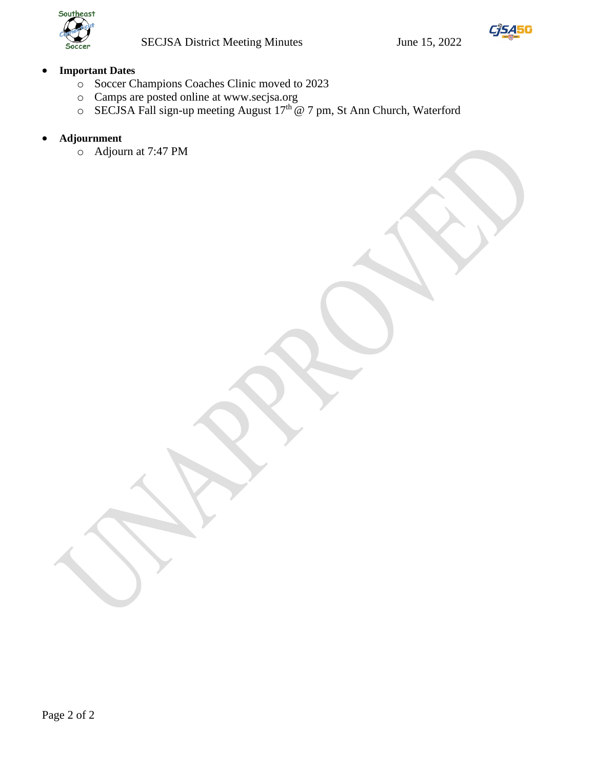- **Important Dates**
  - Soccer Champions Coaches Clinic moved to 2023
  - Camps are posted online at www.secjsa.org
  - SECJSA Fall sign-up meeting August 17th @ 7 pm, St Ann Church, Waterford

- **Adjournment**
  - Adjourn at 7:47 PM